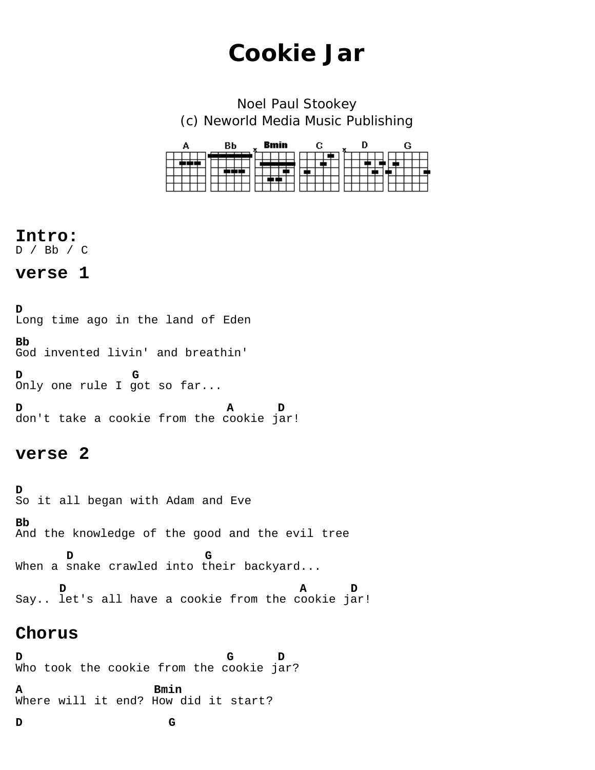# Cookie Jar

Noel Paul Stookey
(c) Neworld Media Music Publishing

## Intro:

```
D / Bb / C
```

## verse 1

```
D
Long time ago in the land of Eden

Bb
God invented livin' and breathin'

D               G
Only one rule I got so far...

D                           A      D
don't take a cookie from the cookie jar!
```

## verse 2

```
D
So it all began with Adam and Eve

Bb
And the knowledge of the good and the evil tree

       D                   G
When a snake crawled into their backyard...

      D                                 A      D
Say.. let's all have a cookie from the cookie jar!
```

## Chorus

```
D                           G      D
Who took the cookie from the cookie jar?

A                 Bmin
Where will it end? How did it start?

D                    G
```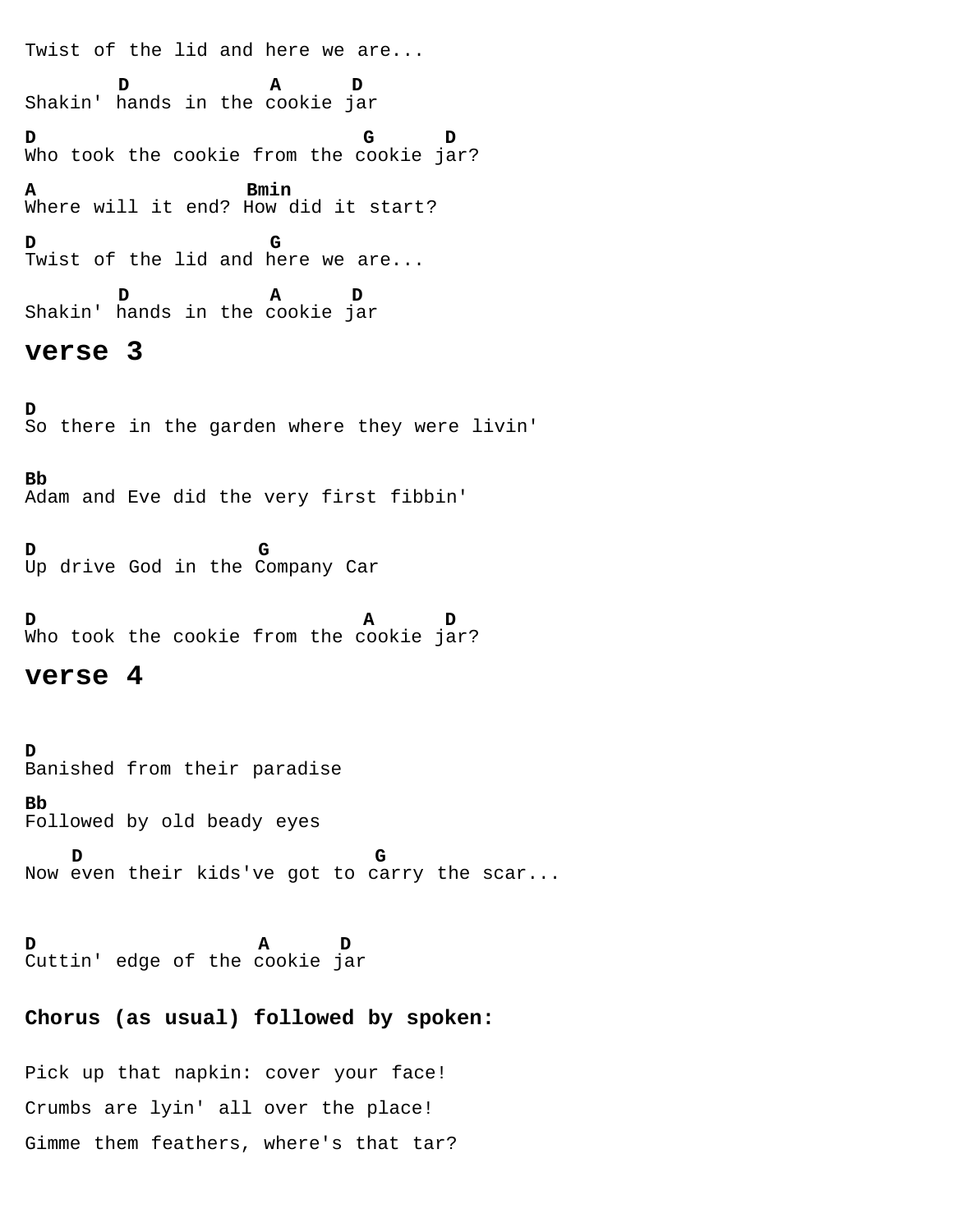```
Twist of the lid and here we are...

         D              A      D
Shakin' hands in the cookie jar

D                            G      D
Who took the cookie from the cookie jar?

A                  Bmin
Where will it end? How did it start?

D                       G
Twist of the lid and here we are...

         D              A      D
Shakin' hands in the cookie jar
```

## verse 3

```
D
So there in the garden where they were livin'

Bb
Adam and Eve did the very first fibbin'

D                      G
Up drive God in the Company Car

D                            A      D
Who took the cookie from the cookie jar?
```

## verse 4

```
D
Banished from their paradise

Bb
Followed by old beady eyes

    D                            G
Now even their kids've got to carry the scar...

D                      A      D
Cuttin' edge of the cookie jar
```

**Chorus (as usual) followed by spoken:**

Pick up that napkin: cover your face!

Crumbs are lyin' all over the place!

Gimme them feathers, where's that tar?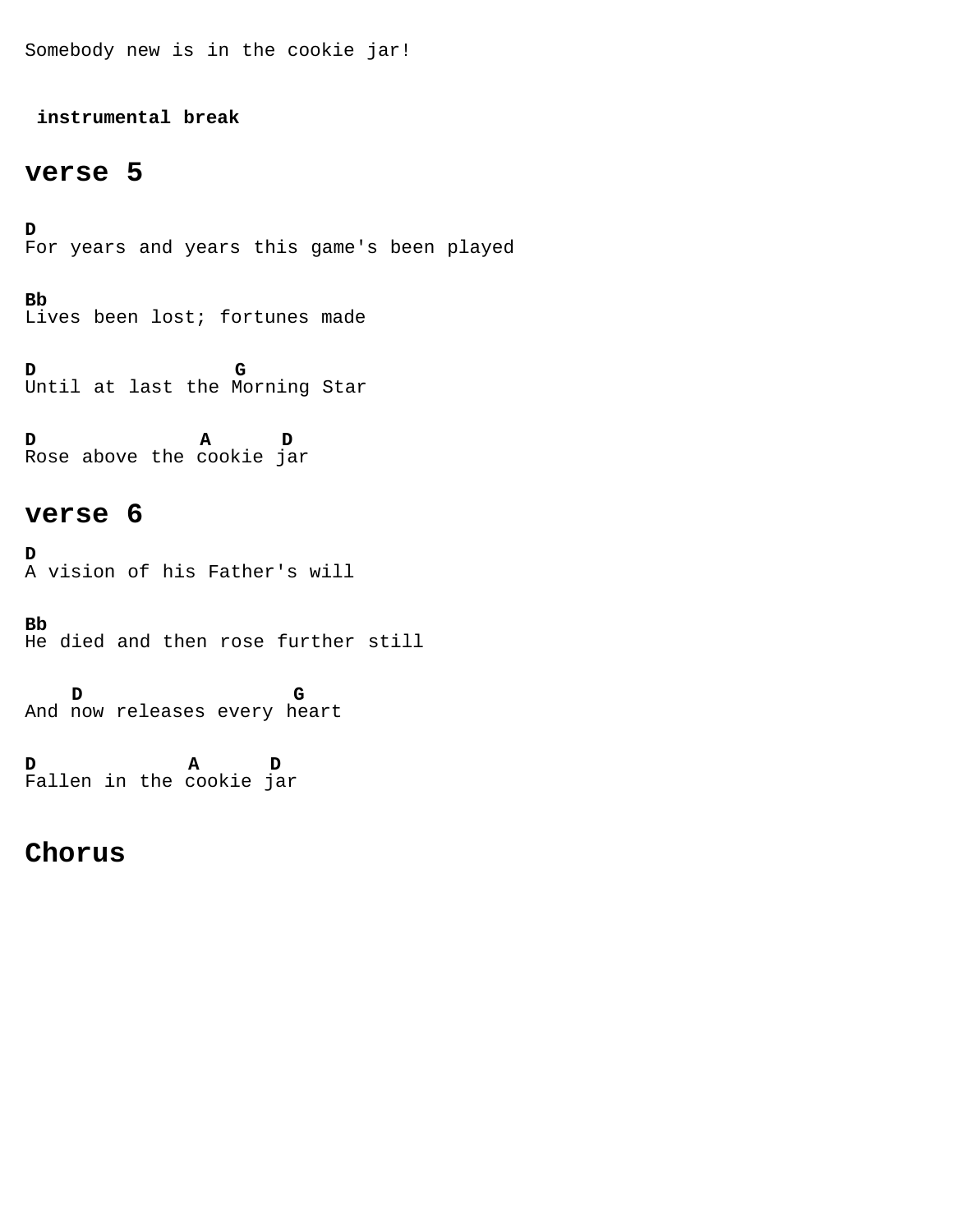```
Somebody new is in the cookie jar!
```

**instrumental break**

## verse 5

```
D
For years and years this game's been played

Bb
Lives been lost; fortunes made

D                  G
Until at last the Morning Star

D              A      D
Rose above the cookie jar
```

## verse 6

```
D
A vision of his Father's will

Bb
He died and then rose further still

    D                  G
And now releases every heart

D              A      D
Fallen in the cookie jar
```

## Chorus